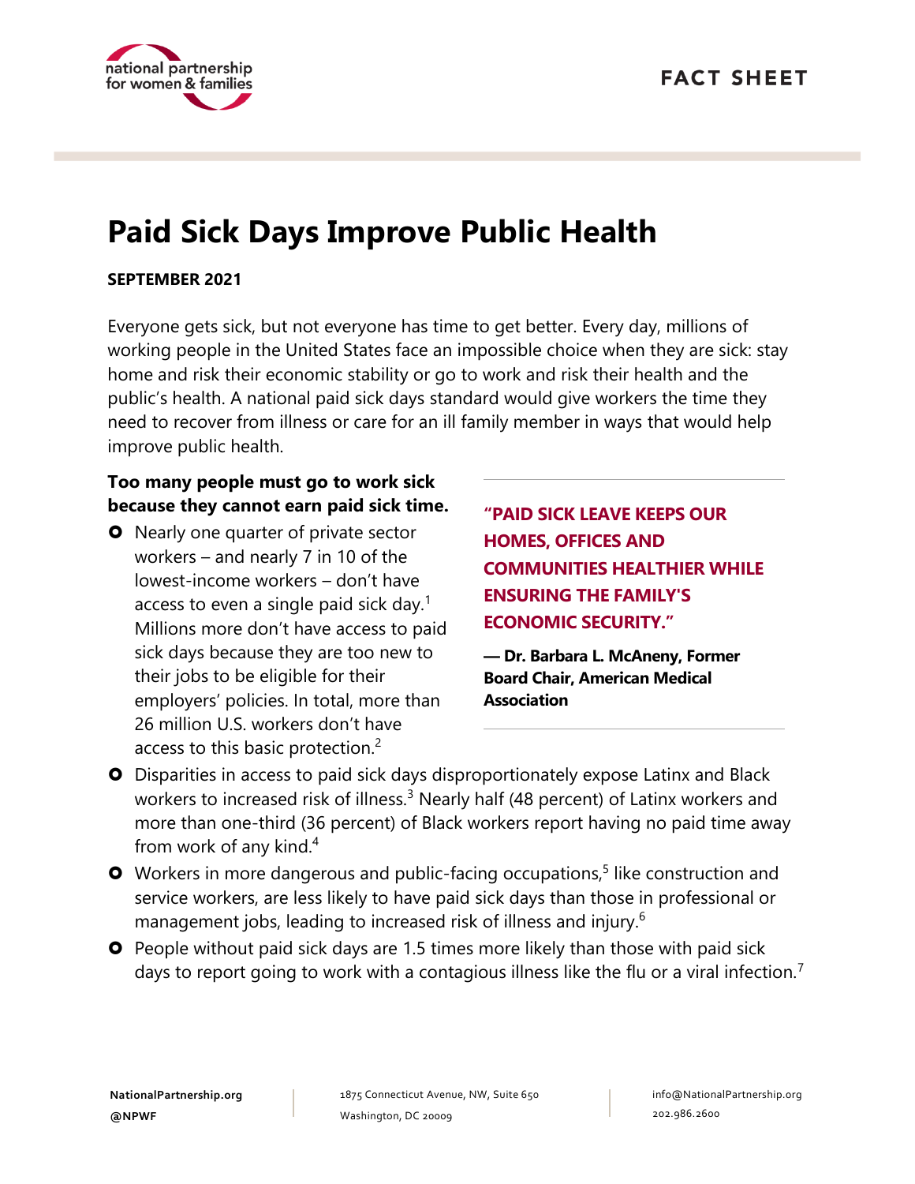FACT SHEET

# Paid Sick Days Improve Public Health

**SEPTEMBER 2021**

Everyone gets sick, but not everyone has time to get better. Every day, millions of working people in the United States face an impossible choice when they are sick: stay home and risk their economic stability or go to work and risk their health and the public's health. A national paid sick days standard would give workers the time they need to recover from illness or care for an ill family member in ways that would help improve public health.

### Too many people must go to work sick because they cannot earn paid sick time.

- Nearly one quarter of private sector workers – and nearly 7 in 10 of the lowest-income workers – don't have access to even a single paid sick day.[1] Millions more don't have access to paid sick days because they are too new to their jobs to be eligible for their employers' policies. In total, more than 26 million U.S. workers don't have access to this basic protection.[2]
- Disparities in access to paid sick days disproportionately expose Latinx and Black workers to increased risk of illness.[3] Nearly half (48 percent) of Latinx workers and more than one-third (36 percent) of Black workers report having no paid time away from work of any kind.[4]
- Workers in more dangerous and public-facing occupations,[5] like construction and service workers, are less likely to have paid sick days than those in professional or management jobs, leading to increased risk of illness and injury.[6]
- People without paid sick days are 1.5 times more likely than those with paid sick days to report going to work with a contagious illness like the flu or a viral infection.[7]

> **"PAID SICK LEAVE KEEPS OUR HOMES, OFFICES AND COMMUNITIES HEALTHIER WHILE ENSURING THE FAMILY'S ECONOMIC SECURITY."**
>
> **— Dr. Barbara L. McAneny, Former Board Chair, American Medical Association**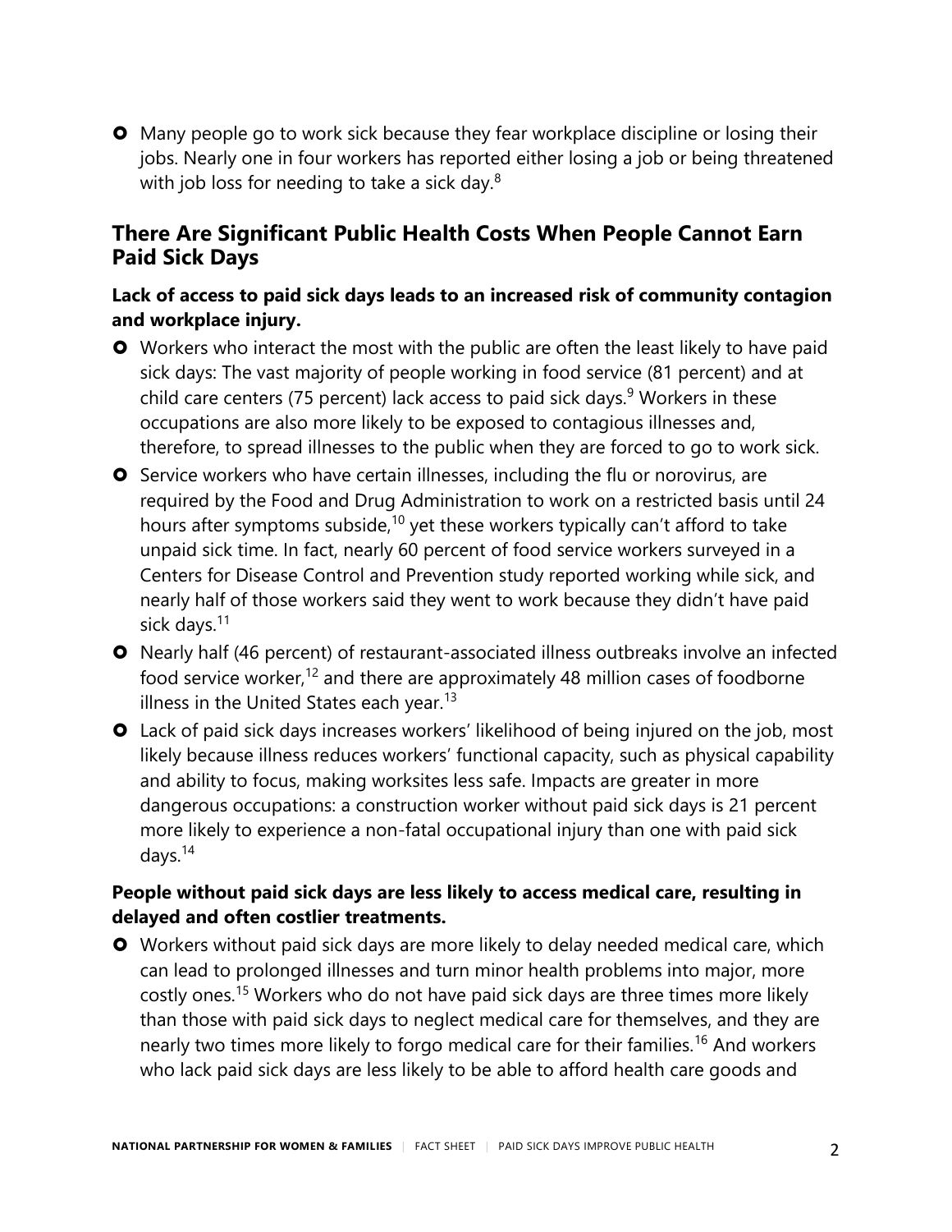- Many people go to work sick because they fear workplace discipline or losing their jobs. Nearly one in four workers has reported either losing a job or being threatened with job loss for needing to take a sick day.[8]

## There Are Significant Public Health Costs When People Cannot Earn Paid Sick Days

### Lack of access to paid sick days leads to an increased risk of community contagion and workplace injury.

- Workers who interact the most with the public are often the least likely to have paid sick days: The vast majority of people working in food service (81 percent) and at child care centers (75 percent) lack access to paid sick days.[9] Workers in these occupations are also more likely to be exposed to contagious illnesses and, therefore, to spread illnesses to the public when they are forced to go to work sick.
- Service workers who have certain illnesses, including the flu or norovirus, are required by the Food and Drug Administration to work on a restricted basis until 24 hours after symptoms subside,[10] yet these workers typically can't afford to take unpaid sick time. In fact, nearly 60 percent of food service workers surveyed in a Centers for Disease Control and Prevention study reported working while sick, and nearly half of those workers said they went to work because they didn't have paid sick days.[11]
- Nearly half (46 percent) of restaurant-associated illness outbreaks involve an infected food service worker,[12] and there are approximately 48 million cases of foodborne illness in the United States each year.[13]
- Lack of paid sick days increases workers' likelihood of being injured on the job, most likely because illness reduces workers' functional capacity, such as physical capability and ability to focus, making worksites less safe. Impacts are greater in more dangerous occupations: a construction worker without paid sick days is 21 percent more likely to experience a non-fatal occupational injury than one with paid sick days.[14]

### People without paid sick days are less likely to access medical care, resulting in delayed and often costlier treatments.

- Workers without paid sick days are more likely to delay needed medical care, which can lead to prolonged illnesses and turn minor health problems into major, more costly ones.[15] Workers who do not have paid sick days are three times more likely than those with paid sick days to neglect medical care for themselves, and they are nearly two times more likely to forgo medical care for their families.[16] And workers who lack paid sick days are less likely to be able to afford health care goods and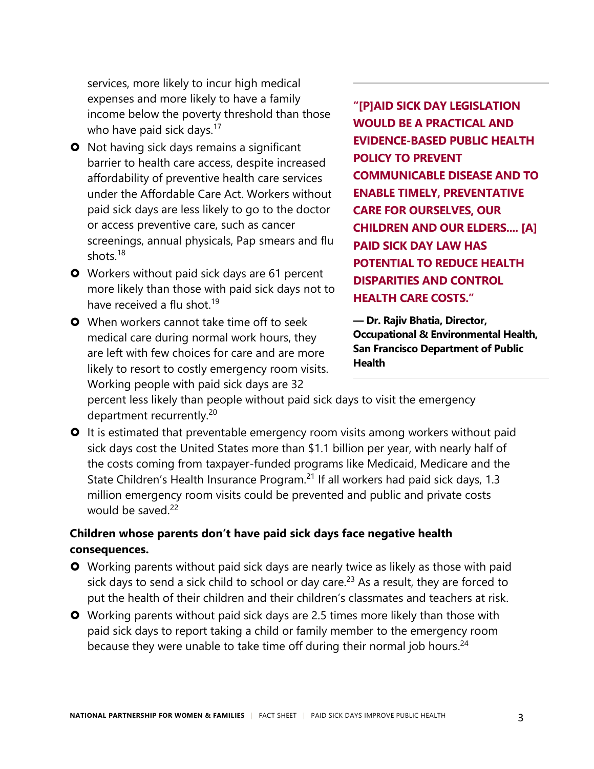services, more likely to incur high medical expenses and more likely to have a family income below the poverty threshold than those who have paid sick days.[17]

- Not having sick days remains a significant barrier to health care access, despite increased affordability of preventive health care services under the Affordable Care Act. Workers without paid sick days are less likely to go to the doctor or access preventive care, such as cancer screenings, annual physicals, Pap smears and flu shots.[18]
- Workers without paid sick days are 61 percent more likely than those with paid sick days not to have received a flu shot.[19]
- When workers cannot take time off to seek medical care during normal work hours, they are left with few choices for care and are more likely to resort to costly emergency room visits. Working people with paid sick days are 32 percent less likely than people without paid sick days to visit the emergency department recurrently.[20]
- It is estimated that preventable emergency room visits among workers without paid sick days cost the United States more than $1.1 billion per year, with nearly half of the costs coming from taxpayer-funded programs like Medicaid, Medicare and the State Children's Health Insurance Program.[21] If all workers had paid sick days, 1.3 million emergency room visits could be prevented and public and private costs would be saved.[22]

**"[P]AID SICK DAY LEGISLATION WOULD BE A PRACTICAL AND EVIDENCE-BASED PUBLIC HEALTH POLICY TO PREVENT COMMUNICABLE DISEASE AND TO ENABLE TIMELY, PREVENTATIVE CARE FOR OURSELVES, OUR CHILDREN AND OUR ELDERS.... [A] PAID SICK DAY LAW HAS POTENTIAL TO REDUCE HEALTH DISPARITIES AND CONTROL HEALTH CARE COSTS."**

**— Dr. Rajiv Bhatia, Director, Occupational & Environmental Health, San Francisco Department of Public Health**

**Children whose parents don't have paid sick days face negative health consequences.**

- Working parents without paid sick days are nearly twice as likely as those with paid sick days to send a sick child to school or day care.[23] As a result, they are forced to put the health of their children and their children's classmates and teachers at risk.
- Working parents without paid sick days are 2.5 times more likely than those with paid sick days to report taking a child or family member to the emergency room because they were unable to take time off during their normal job hours.[24]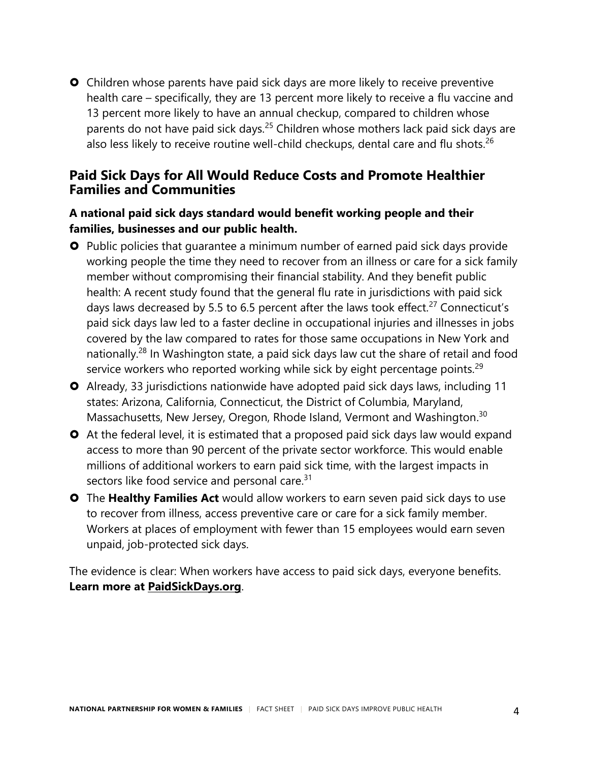- Children whose parents have paid sick days are more likely to receive preventive health care – specifically, they are 13 percent more likely to receive a flu vaccine and 13 percent more likely to have an annual checkup, compared to children whose parents do not have paid sick days.[25] Children whose mothers lack paid sick days are also less likely to receive routine well-child checkups, dental care and flu shots.[26]

## Paid Sick Days for All Would Reduce Costs and Promote Healthier Families and Communities

**A national paid sick days standard would benefit working people and their families, businesses and our public health.**

- Public policies that guarantee a minimum number of earned paid sick days provide working people the time they need to recover from an illness or care for a sick family member without compromising their financial stability. And they benefit public health: A recent study found that the general flu rate in jurisdictions with paid sick days laws decreased by 5.5 to 6.5 percent after the laws took effect.[27] Connecticut's paid sick days law led to a faster decline in occupational injuries and illnesses in jobs covered by the law compared to rates for those same occupations in New York and nationally.[28] In Washington state, a paid sick days law cut the share of retail and food service workers who reported working while sick by eight percentage points.[29]
- Already, 33 jurisdictions nationwide have adopted paid sick days laws, including 11 states: Arizona, California, Connecticut, the District of Columbia, Maryland, Massachusetts, New Jersey, Oregon, Rhode Island, Vermont and Washington.[30]
- At the federal level, it is estimated that a proposed paid sick days law would expand access to more than 90 percent of the private sector workforce. This would enable millions of additional workers to earn paid sick time, with the largest impacts in sectors like food service and personal care.[31]
- The **Healthy Families Act** would allow workers to earn seven paid sick days to use to recover from illness, access preventive care or care for a sick family member. Workers at places of employment with fewer than 15 employees would earn seven unpaid, job-protected sick days.

The evidence is clear: When workers have access to paid sick days, everyone benefits. **Learn more at PaidSickDays.org**.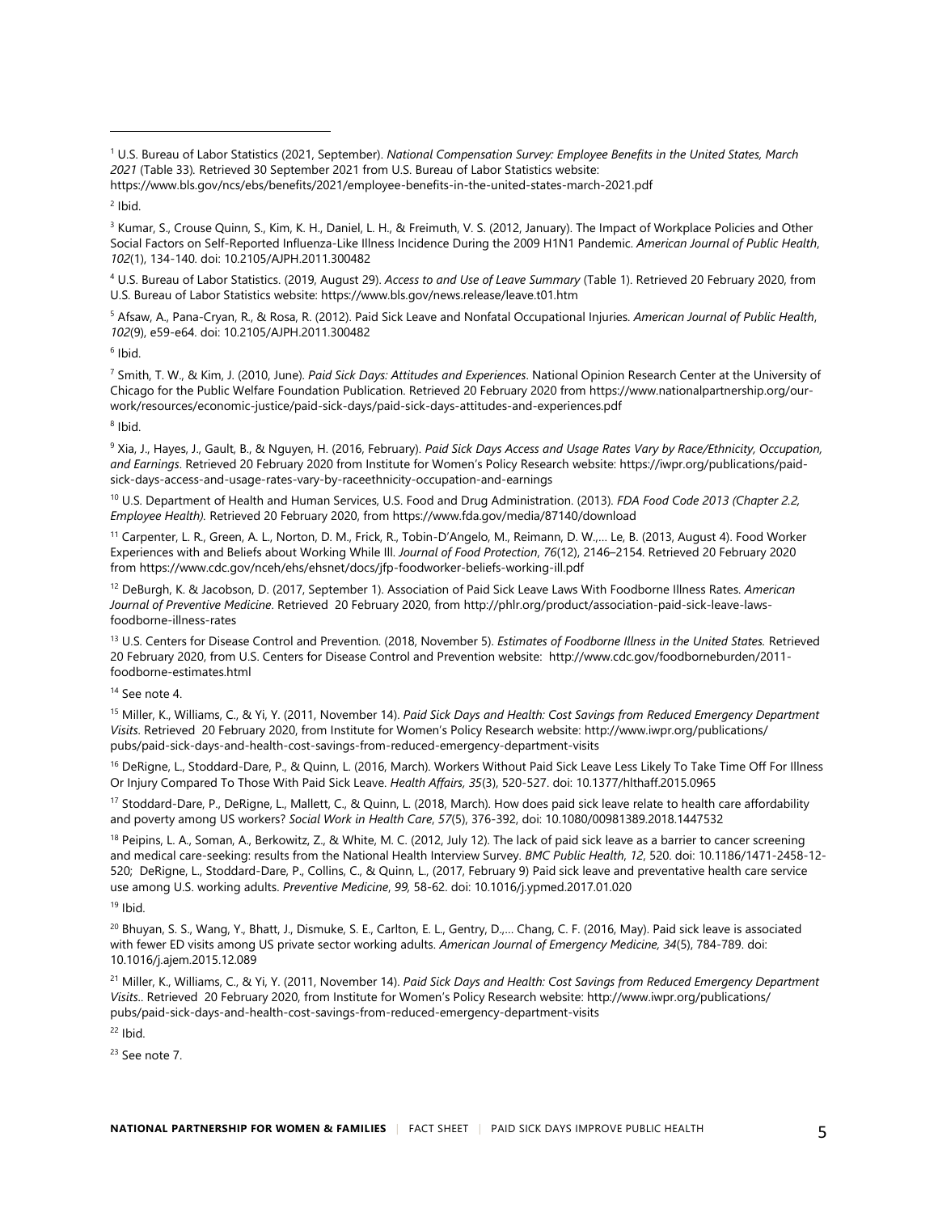[1] U.S. Bureau of Labor Statistics (2021, September). *National Compensation Survey: Employee Benefits in the United States, March 2021* (Table 33). Retrieved 30 September 2021 from U.S. Bureau of Labor Statistics website: https://www.bls.gov/ncs/ebs/benefits/2021/employee-benefits-in-the-united-states-march-2021.pdf

[2] Ibid.

[3] Kumar, S., Crouse Quinn, S., Kim, K. H., Daniel, L. H., & Freimuth, V. S. (2012, January). The Impact of Workplace Policies and Other Social Factors on Self-Reported Influenza-Like Illness Incidence During the 2009 H1N1 Pandemic. *American Journal of Public Health*, *102*(1), 134-140. doi: 10.2105/AJPH.2011.300482

[4] U.S. Bureau of Labor Statistics. (2019, August 29). *Access to and Use of Leave Summary* (Table 1). Retrieved 20 February 2020, from U.S. Bureau of Labor Statistics website: https://www.bls.gov/news.release/leave.t01.htm

[5] Afsaw, A., Pana-Cryan, R., & Rosa, R. (2012). Paid Sick Leave and Nonfatal Occupational Injuries. *American Journal of Public Health*, *102*(9), e59-e64. doi: 10.2105/AJPH.2011.300482

[6] Ibid.

[7] Smith, T. W., & Kim, J. (2010, June). *Paid Sick Days: Attitudes and Experiences*. National Opinion Research Center at the University of Chicago for the Public Welfare Foundation Publication. Retrieved 20 February 2020 from https://www.nationalpartnership.org/our-work/resources/economic-justice/paid-sick-days/paid-sick-days-attitudes-and-experiences.pdf

[8] Ibid.

[9] Xia, J., Hayes, J., Gault, B., & Nguyen, H. (2016, February). *Paid Sick Days Access and Usage Rates Vary by Race/Ethnicity, Occupation, and Earnings*. Retrieved 20 February 2020 from Institute for Women's Policy Research website: https://iwpr.org/publications/paid-sick-days-access-and-usage-rates-vary-by-raceethnicity-occupation-and-earnings

[10] U.S. Department of Health and Human Services, U.S. Food and Drug Administration. (2013). *FDA Food Code 2013 (Chapter 2.2, Employee Health).* Retrieved 20 February 2020, from https://www.fda.gov/media/87140/download

[11] Carpenter, L. R., Green, A. L., Norton, D. M., Frick, R., Tobin-D'Angelo, M., Reimann, D. W.,… Le, B. (2013, August 4). Food Worker Experiences with and Beliefs about Working While Ill. *Journal of Food Protection*, *76*(12), 2146–2154. Retrieved 20 February 2020 from https://www.cdc.gov/nceh/ehs/ehsnet/docs/jfp-foodworker-beliefs-working-ill.pdf

[12] DeBurgh, K. & Jacobson, D. (2017, September 1). Association of Paid Sick Leave Laws With Foodborne Illness Rates. *American Journal of Preventive Medicine*. Retrieved 20 February 2020, from http://phlr.org/product/association-paid-sick-leave-laws-foodborne-illness-rates

[13] U.S. Centers for Disease Control and Prevention. (2018, November 5). *Estimates of Foodborne Illness in the United States.* Retrieved 20 February 2020, from U.S. Centers for Disease Control and Prevention website: http://www.cdc.gov/foodborneburden/2011-foodborne-estimates.html

[14] See note 4.

[15] Miller, K., Williams, C., & Yi, Y. (2011, November 14). *Paid Sick Days and Health: Cost Savings from Reduced Emergency Department Visits*. Retrieved 20 February 2020, from Institute for Women's Policy Research website: http://www.iwpr.org/publications/pubs/paid-sick-days-and-health-cost-savings-from-reduced-emergency-department-visits

[16] DeRigne, L., Stoddard-Dare, P., & Quinn, L. (2016, March). Workers Without Paid Sick Leave Less Likely To Take Time Off For Illness Or Injury Compared To Those With Paid Sick Leave. *Health Affairs, 35*(3), 520-527. doi: 10.1377/hlthaff.2015.0965

[17] Stoddard-Dare, P., DeRigne, L., Mallett, C., & Quinn, L. (2018, March). How does paid sick leave relate to health care affordability and poverty among US workers? *Social Work in Health Care*, *57*(5), 376-392, doi: 10.1080/00981389.2018.1447532

[18] Peipins, L. A., Soman, A., Berkowitz, Z., & White, M. C. (2012, July 12). The lack of paid sick leave as a barrier to cancer screening and medical care-seeking: results from the National Health Interview Survey. *BMC Public Health*, *12*, 520. doi: 10.1186/1471-2458-12-520; DeRigne, L., Stoddard-Dare, P., Collins, C., & Quinn, L., (2017, February 9) Paid sick leave and preventative health care service use among U.S. working adults. *Preventive Medicine*, *99,* 58-62. doi: 10.1016/j.ypmed.2017.01.020

[19] Ibid.

[20] Bhuyan, S. S., Wang, Y., Bhatt, J., Dismuke, S. E., Carlton, E. L., Gentry, D.,… Chang, C. F. (2016, May). Paid sick leave is associated with fewer ED visits among US private sector working adults. *American Journal of Emergency Medicine, 34*(5), 784-789. doi: 10.1016/j.ajem.2015.12.089

[21] Miller, K., Williams, C., & Yi, Y. (2011, November 14). *Paid Sick Days and Health: Cost Savings from Reduced Emergency Department Visits.*. Retrieved 20 February 2020, from Institute for Women's Policy Research website: http://www.iwpr.org/publications/pubs/paid-sick-days-and-health-cost-savings-from-reduced-emergency-department-visits

[22] Ibid.

[23] See note 7.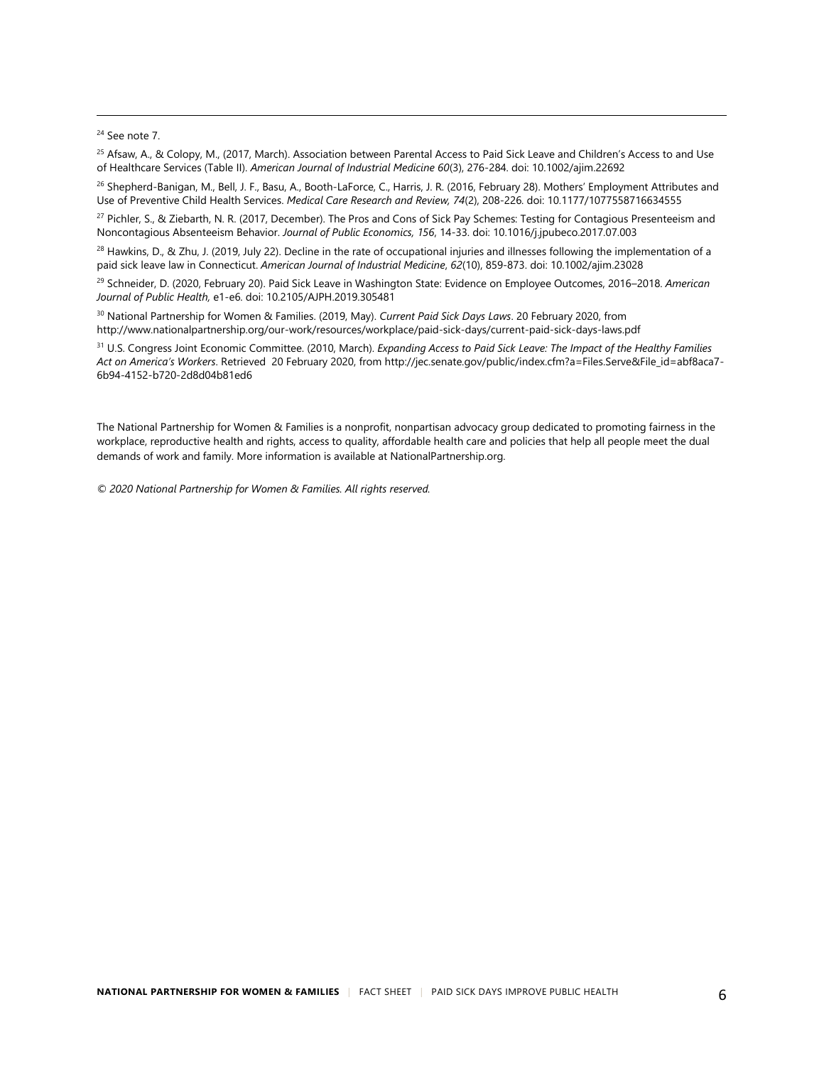[24] See note 7.

[25] Afsaw, A., & Colopy, M., (2017, March). Association between Parental Access to Paid Sick Leave and Children's Access to and Use of Healthcare Services (Table II). *American Journal of Industrial Medicine 60*(3), 276-284. doi: 10.1002/ajim.22692

[26] Shepherd-Banigan, M., Bell, J. F., Basu, A., Booth-LaForce, C., Harris, J. R. (2016, February 28). Mothers' Employment Attributes and Use of Preventive Child Health Services. *Medical Care Research and Review, 74*(2), 208-226. doi: 10.1177/1077558716634555

[27] Pichler, S., & Ziebarth, N. R. (2017, December). The Pros and Cons of Sick Pay Schemes: Testing for Contagious Presenteeism and Noncontagious Absenteeism Behavior. *Journal of Public Economics, 156*, 14-33. doi: 10.1016/j.jpubeco.2017.07.003

[28] Hawkins, D., & Zhu, J. (2019, July 22). Decline in the rate of occupational injuries and illnesses following the implementation of a paid sick leave law in Connecticut. *American Journal of Industrial Medicine*, *62*(10), 859-873. doi: 10.1002/ajim.23028

[29] Schneider, D. (2020, February 20). Paid Sick Leave in Washington State: Evidence on Employee Outcomes, 2016–2018. *American Journal of Public Health,* e1-e6. doi: 10.2105/AJPH.2019.305481

[30] National Partnership for Women & Families. (2019, May). *Current Paid Sick Days Laws*. 20 February 2020, from http://www.nationalpartnership.org/our-work/resources/workplace/paid-sick-days/current-paid-sick-days-laws.pdf

[31] U.S. Congress Joint Economic Committee. (2010, March). *Expanding Access to Paid Sick Leave: The Impact of the Healthy Families Act on America's Workers*. Retrieved 20 February 2020, from http://jec.senate.gov/public/index.cfm?a=Files.Serve&File_id=abf8aca7-6b94-4152-b720-2d8d04b81ed6

The National Partnership for Women & Families is a nonprofit, nonpartisan advocacy group dedicated to promoting fairness in the workplace, reproductive health and rights, access to quality, affordable health care and policies that help all people meet the dual demands of work and family. More information is available at NationalPartnership.org.

*© 2020 National Partnership for Women & Families. All rights reserved.*